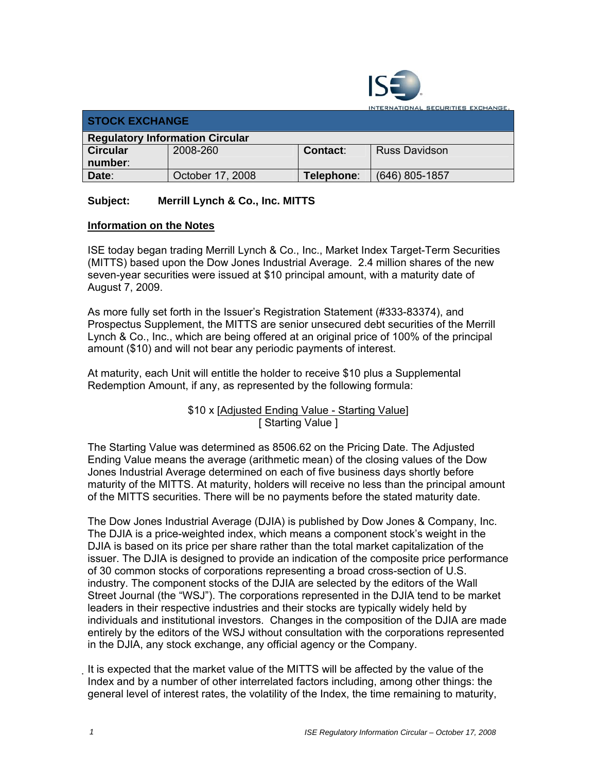INTERNATIONAL SECURITIES EXCHANGE

| STOCK EXCHANGE | | | |
|---|---|---|---|
| **Regulatory Information Circular** | | | |
| **Circular number**: | 2008-260 | **Contact**: | Russ Davidson |
| **Date**: | October 17, 2008 | **Telephone**: | (646) 805-1857 |

**Subject: Merrill Lynch & Co., Inc. MITTS**

**Information on the Notes**

ISE today began trading Merrill Lynch & Co., Inc., Market Index Target-Term Securities (MITTS) based upon the Dow Jones Industrial Average. 2.4 million shares of the new seven-year securities were issued at $10 principal amount, with a maturity date of August 7, 2009.

As more fully set forth in the Issuer's Registration Statement (#333-83374), and Prospectus Supplement, the MITTS are senior unsecured debt securities of the Merrill Lynch & Co., Inc., which are being offered at an original price of 100% of the principal amount ($10) and will not bear any periodic payments of interest.

At maturity, each Unit will entitle the holder to receive $10 plus a Supplemental Redemption Amount, if any, as represented by the following formula:

$$\$10 \times \frac{[\text{Adjusted Ending Value} - \text{Starting Value}]}{[\text{ Starting Value }]}$$

The Starting Value was determined as 8506.62 on the Pricing Date. The Adjusted Ending Value means the average (arithmetic mean) of the closing values of the Dow Jones Industrial Average determined on each of five business days shortly before maturity of the MITTS. At maturity, holders will receive no less than the principal amount of the MITTS securities. There will be no payments before the stated maturity date.

The Dow Jones Industrial Average (DJIA) is published by Dow Jones & Company, Inc. The DJIA is a price-weighted index, which means a component stock's weight in the DJIA is based on its price per share rather than the total market capitalization of the issuer. The DJIA is designed to provide an indication of the composite price performance of 30 common stocks of corporations representing a broad cross-section of U.S. industry. The component stocks of the DJIA are selected by the editors of the Wall Street Journal (the "WSJ"). The corporations represented in the DJIA tend to be market leaders in their respective industries and their stocks are typically widely held by individuals and institutional investors. Changes in the composition of the DJIA are made entirely by the editors of the WSJ without consultation with the corporations represented in the DJIA, any stock exchange, any official agency or the Company.

It is expected that the market value of the MITTS will be affected by the value of the Index and by a number of other interrelated factors including, among other things: the general level of interest rates, the volatility of the Index, the time remaining to maturity,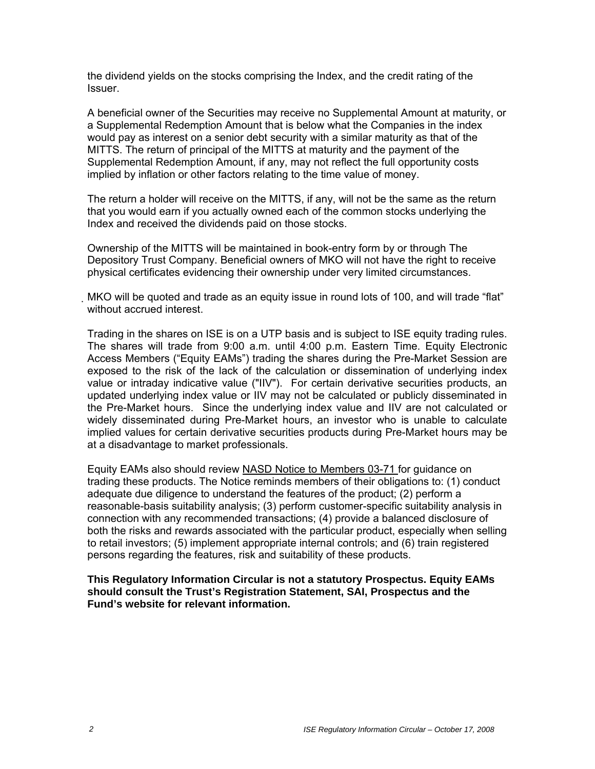the dividend yields on the stocks comprising the Index, and the credit rating of the Issuer.

A beneficial owner of the Securities may receive no Supplemental Amount at maturity, or a Supplemental Redemption Amount that is below what the Companies in the index would pay as interest on a senior debt security with a similar maturity as that of the MITTS. The return of principal of the MITTS at maturity and the payment of the Supplemental Redemption Amount, if any, may not reflect the full opportunity costs implied by inflation or other factors relating to the time value of money.

The return a holder will receive on the MITTS, if any, will not be the same as the return that you would earn if you actually owned each of the common stocks underlying the Index and received the dividends paid on those stocks.

Ownership of the MITTS will be maintained in book-entry form by or through The Depository Trust Company. Beneficial owners of MKO will not have the right to receive physical certificates evidencing their ownership under very limited circumstances.

MKO will be quoted and trade as an equity issue in round lots of 100, and will trade "flat" without accrued interest.

Trading in the shares on ISE is on a UTP basis and is subject to ISE equity trading rules. The shares will trade from 9:00 a.m. until 4:00 p.m. Eastern Time. Equity Electronic Access Members ("Equity EAMs") trading the shares during the Pre-Market Session are exposed to the risk of the lack of the calculation or dissemination of underlying index value or intraday indicative value ("IIV"). For certain derivative securities products, an updated underlying index value or IIV may not be calculated or publicly disseminated in the Pre-Market hours. Since the underlying index value and IIV are not calculated or widely disseminated during Pre-Market hours, an investor who is unable to calculate implied values for certain derivative securities products during Pre-Market hours may be at a disadvantage to market professionals.

Equity EAMs also should review NASD Notice to Members 03-71 for guidance on trading these products. The Notice reminds members of their obligations to: (1) conduct adequate due diligence to understand the features of the product; (2) perform a reasonable-basis suitability analysis; (3) perform customer-specific suitability analysis in connection with any recommended transactions; (4) provide a balanced disclosure of both the risks and rewards associated with the particular product, especially when selling to retail investors; (5) implement appropriate internal controls; and (6) train registered persons regarding the features, risk and suitability of these products.

**This Regulatory Information Circular is not a statutory Prospectus. Equity EAMs should consult the Trust's Registration Statement, SAI, Prospectus and the Fund's website for relevant information.**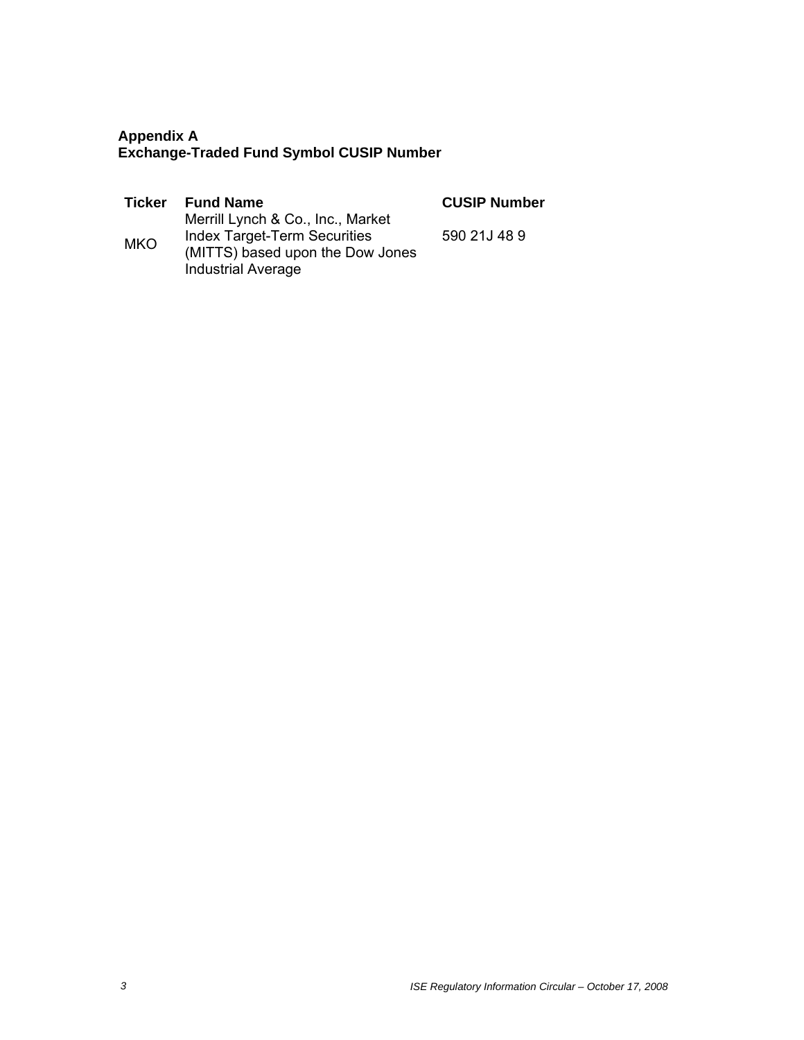**Appendix A**
**Exchange-Traded Fund Symbol CUSIP Number**

| Ticker | Fund Name | CUSIP Number |
|---|---|---|
| MKO | Merrill Lynch & Co., Inc., Market Index Target-Term Securities (MITTS) based upon the Dow Jones Industrial Average | 590 21J 48 9 |